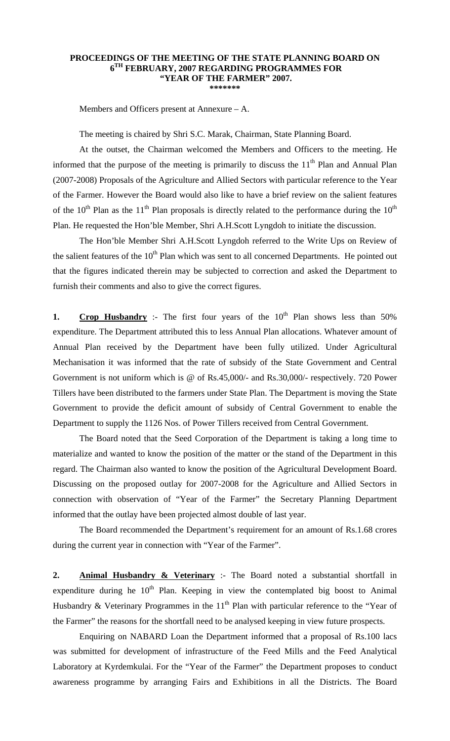**PROCEEDINGS OF THE MEETING OF THE STATE PLANNING BOARD ON 6TH FEBRUARY, 2007 REGARDING PROGRAMMES FOR "YEAR OF THE FARMER" 2007.**

**\*\*\*\*\*\*\***

Members and Officers present at Annexure – A.

The meeting is chaired by Shri S.C. Marak, Chairman, State Planning Board.

At the outset, the Chairman welcomed the Members and Officers to the meeting. He informed that the purpose of the meeting is primarily to discuss the 11th Plan and Annual Plan (2007-2008) Proposals of the Agriculture and Allied Sectors with particular reference to the Year of the Farmer. However the Board would also like to have a brief review on the salient features of the 10th Plan as the 11th Plan proposals is directly related to the performance during the 10th Plan. He requested the Hon'ble Member, Shri A.H.Scott Lyngdoh to initiate the discussion.

The Hon'ble Member Shri A.H.Scott Lyngdoh referred to the Write Ups on Review of the salient features of the 10th Plan which was sent to all concerned Departments. He pointed out that the figures indicated therein may be subjected to correction and asked the Department to furnish their comments and also to give the correct figures.

**1. <u>Crop Husbandry</u>** :- The first four years of the 10th Plan shows less than 50% expenditure. The Department attributed this to less Annual Plan allocations. Whatever amount of Annual Plan received by the Department have been fully utilized. Under Agricultural Mechanisation it was informed that the rate of subsidy of the State Government and Central Government is not uniform which is @ of Rs.45,000/- and Rs.30,000/- respectively. 720 Power Tillers have been distributed to the farmers under State Plan. The Department is moving the State Government to provide the deficit amount of subsidy of Central Government to enable the Department to supply the 1126 Nos. of Power Tillers received from Central Government.

The Board noted that the Seed Corporation of the Department is taking a long time to materialize and wanted to know the position of the matter or the stand of the Department in this regard. The Chairman also wanted to know the position of the Agricultural Development Board. Discussing on the proposed outlay for 2007-2008 for the Agriculture and Allied Sectors in connection with observation of "Year of the Farmer" the Secretary Planning Department informed that the outlay have been projected almost double of last year.

The Board recommended the Department's requirement for an amount of Rs.1.68 crores during the current year in connection with "Year of the Farmer".

**2. <u>Animal Husbandry & Veterinary</u>** :- The Board noted a substantial shortfall in expenditure during he 10th Plan. Keeping in view the contemplated big boost to Animal Husbandry & Veterinary Programmes in the 11th Plan with particular reference to the "Year of the Farmer" the reasons for the shortfall need to be analysed keeping in view future prospects.

Enquiring on NABARD Loan the Department informed that a proposal of Rs.100 lacs was submitted for development of infrastructure of the Feed Mills and the Feed Analytical Laboratory at Kyrdemkulai. For the "Year of the Farmer" the Department proposes to conduct awareness programme by arranging Fairs and Exhibitions in all the Districts. The Board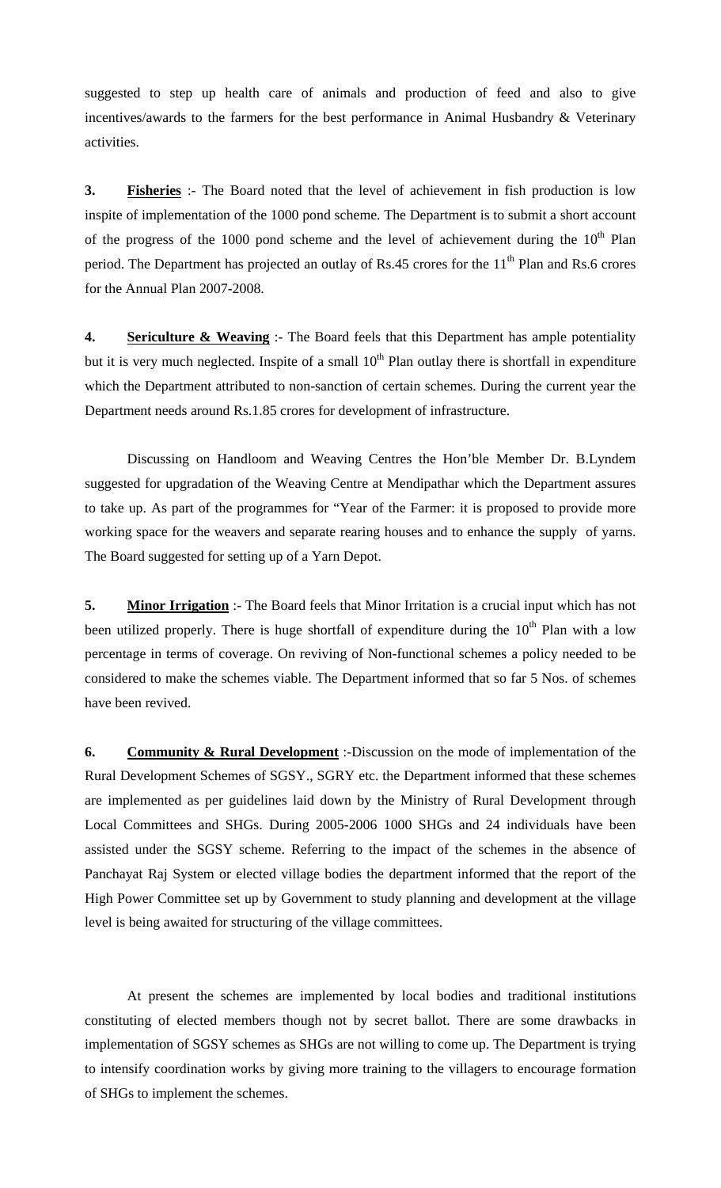suggested to step up health care of animals and production of feed and also to give incentives/awards to the farmers for the best performance in Animal Husbandry & Veterinary activities.

**3. Fisheries** :- The Board noted that the level of achievement in fish production is low inspite of implementation of the 1000 pond scheme. The Department is to submit a short account of the progress of the 1000 pond scheme and the level of achievement during the 10th Plan period. The Department has projected an outlay of Rs.45 crores for the 11th Plan and Rs.6 crores for the Annual Plan 2007-2008.

**4. Sericulture & Weaving** :- The Board feels that this Department has ample potentiality but it is very much neglected. Inspite of a small 10th Plan outlay there is shortfall in expenditure which the Department attributed to non-sanction of certain schemes. During the current year the Department needs around Rs.1.85 crores for development of infrastructure.

Discussing on Handloom and Weaving Centres the Hon'ble Member Dr. B.Lyndem suggested for upgradation of the Weaving Centre at Mendipathar which the Department assures to take up. As part of the programmes for "Year of the Farmer: it is proposed to provide more working space for the weavers and separate rearing houses and to enhance the supply of yarns. The Board suggested for setting up of a Yarn Depot.

**5. Minor Irrigation** :- The Board feels that Minor Irritation is a crucial input which has not been utilized properly. There is huge shortfall of expenditure during the 10th Plan with a low percentage in terms of coverage. On reviving of Non-functional schemes a policy needed to be considered to make the schemes viable. The Department informed that so far 5 Nos. of schemes have been revived.

**6. Community & Rural Development** :-Discussion on the mode of implementation of the Rural Development Schemes of SGSY., SGRY etc. the Department informed that these schemes are implemented as per guidelines laid down by the Ministry of Rural Development through Local Committees and SHGs. During 2005-2006 1000 SHGs and 24 individuals have been assisted under the SGSY scheme. Referring to the impact of the schemes in the absence of Panchayat Raj System or elected village bodies the department informed that the report of the High Power Committee set up by Government to study planning and development at the village level is being awaited for structuring of the village committees.

At present the schemes are implemented by local bodies and traditional institutions constituting of elected members though not by secret ballot. There are some drawbacks in implementation of SGSY schemes as SHGs are not willing to come up. The Department is trying to intensify coordination works by giving more training to the villagers to encourage formation of SHGs to implement the schemes.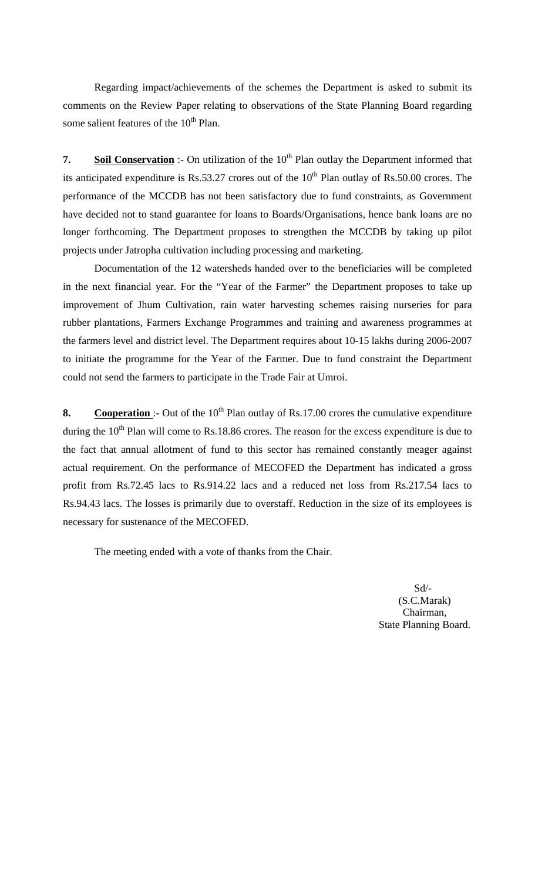Regarding impact/achievements of the schemes the Department is asked to submit its comments on the Review Paper relating to observations of the State Planning Board regarding some salient features of the 10th Plan.

**7.** **Soil Conservation** :- On utilization of the 10th Plan outlay the Department informed that its anticipated expenditure is Rs.53.27 crores out of the 10th Plan outlay of Rs.50.00 crores. The performance of the MCCDB has not been satisfactory due to fund constraints, as Government have decided not to stand guarantee for loans to Boards/Organisations, hence bank loans are no longer forthcoming. The Department proposes to strengthen the MCCDB by taking up pilot projects under Jatropha cultivation including processing and marketing.

Documentation of the 12 watersheds handed over to the beneficiaries will be completed in the next financial year. For the "Year of the Farmer" the Department proposes to take up improvement of Jhum Cultivation, rain water harvesting schemes raising nurseries for para rubber plantations, Farmers Exchange Programmes and training and awareness programmes at the farmers level and district level. The Department requires about 10-15 lakhs during 2006-2007 to initiate the programme for the Year of the Farmer. Due to fund constraint the Department could not send the farmers to participate in the Trade Fair at Umroi.

**8.** **Cooperation** :- Out of the 10th Plan outlay of Rs.17.00 crores the cumulative expenditure during the 10th Plan will come to Rs.18.86 crores. The reason for the excess expenditure is due to the fact that annual allotment of fund to this sector has remained constantly meager against actual requirement. On the performance of MECOFED the Department has indicated a gross profit from Rs.72.45 lacs to Rs.914.22 lacs and a reduced net loss from Rs.217.54 lacs to Rs.94.43 lacs. The losses is primarily due to overstaff. Reduction in the size of its employees is necessary for sustenance of the MECOFED.

The meeting ended with a vote of thanks from the Chair.

Sd/-
(S.C.Marak)
Chairman,
State Planning Board.